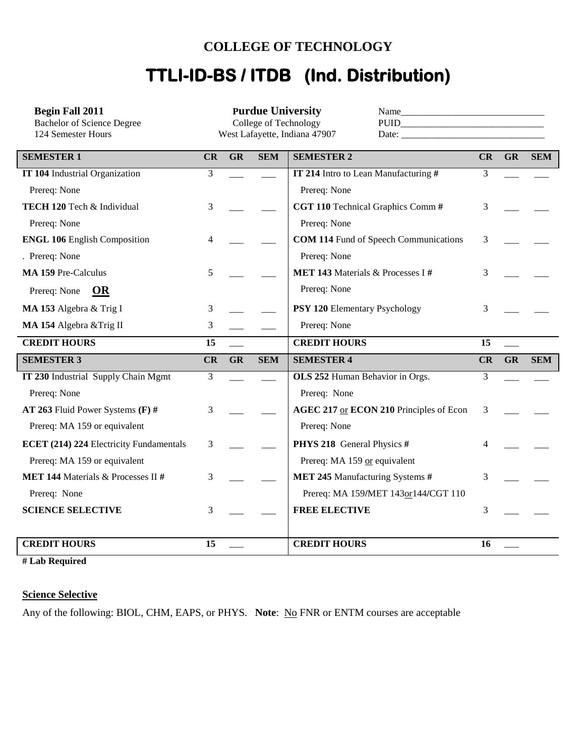## COLLEGE OF TECHNOLOGY

# TTLI-ID-BS / ITDB (Ind. Distribution)

**Begin Fall 2011**
Bachelor of Science Degree
124 Semester Hours

**Purdue University**
College of Technology
West Lafayette, Indiana 47907

Name______________________________
PUID______________________________
Date: ______________________________

| SEMESTER 1 | CR | GR | SEM | SEMESTER 2 | CR | GR | SEM |
|---|---|---|---|---|---|---|---|
| **IT 104** Industrial Organization | 3 | ___ | ___ | **IT 214** Intro to Lean Manufacturing **#** | 3 | ___ | ___ |
| Prereq: None | | | | Prereq: None | | | |
| **TECH 120** Tech & Individual | 3 | ___ | ___ | **CGT 110** Technical Graphics Comm **#** | 3 | ___ | ___ |
| Prereq: None | | | | Prereq: None | | | |
| **ENGL 106** English Composition | 4 | ___ | ___ | **COM 114** Fund of Speech Communications | 3 | ___ | ___ |
| . Prereq: None | | | | Prereq: None | | | |
| **MA 159** Pre-Calculus | 5 | ___ | ___ | **MET 143** Materials & Processes I **#** | 3 | ___ | ___ |
| Prereq: None **OR** | | | | Prereq: None | | | |
| **MA 153** Algebra & Trig I | 3 | ___ | ___ | **PSY 120** Elementary Psychology | 3 | ___ | ___ |
| **MA 154** Algebra &Trig II | 3 | ___ | ___ | Prereq: None | | | |
| **CREDIT HOURS** | **15** | ___ | | **CREDIT HOURS** | **15** | ___ | |
| **SEMESTER 3** | **CR** | **GR** | **SEM** | **SEMESTER 4** | **CR** | **GR** | **SEM** |
| **IT 230** Industrial Supply Chain Mgmt | 3 | ___ | ___ | **OLS 252** Human Behavior in Orgs. | 3 | ___ | ___ |
| Prereq: None | | | | Prereq: None | | | |
| **AT 263** Fluid Power Systems **(F) #** | 3 | ___ | ___ | **AGEC 217** or **ECON 210** Principles of Econ | 3 | ___ | ___ |
| Prereq: MA 159 or equivalent | | | | Prereq: None | | | |
| **ECET (214) 224** Electricity Fundamentals | 3 | ___ | ___ | **PHYS 218** General Physics **#** | 4 | ___ | ___ |
| Prereq: MA 159 or equivalent | | | | Prereq: MA 159 or equivalent | | | |
| **MET 144** Materials & Processes II **#** | 3 | ___ | ___ | **MET 245** Manufacturing Systems **#** | 3 | ___ | ___ |
| Prereq: None | | | | Prereq: MA 159/MET 143or144/CGT 110 | | | |
| **SCIENCE SELECTIVE** | 3 | ___ | ___ | **FREE ELECTIVE** | 3 | ___ | ___ |
| **CREDIT HOURS** | **15** | ___ | | **CREDIT HOURS** | **16** | ___ | |

**# Lab Required**

**Science Selective**

Any of the following: BIOL, CHM, EAPS, or PHYS. **Note**: No FNR or ENTM courses are acceptable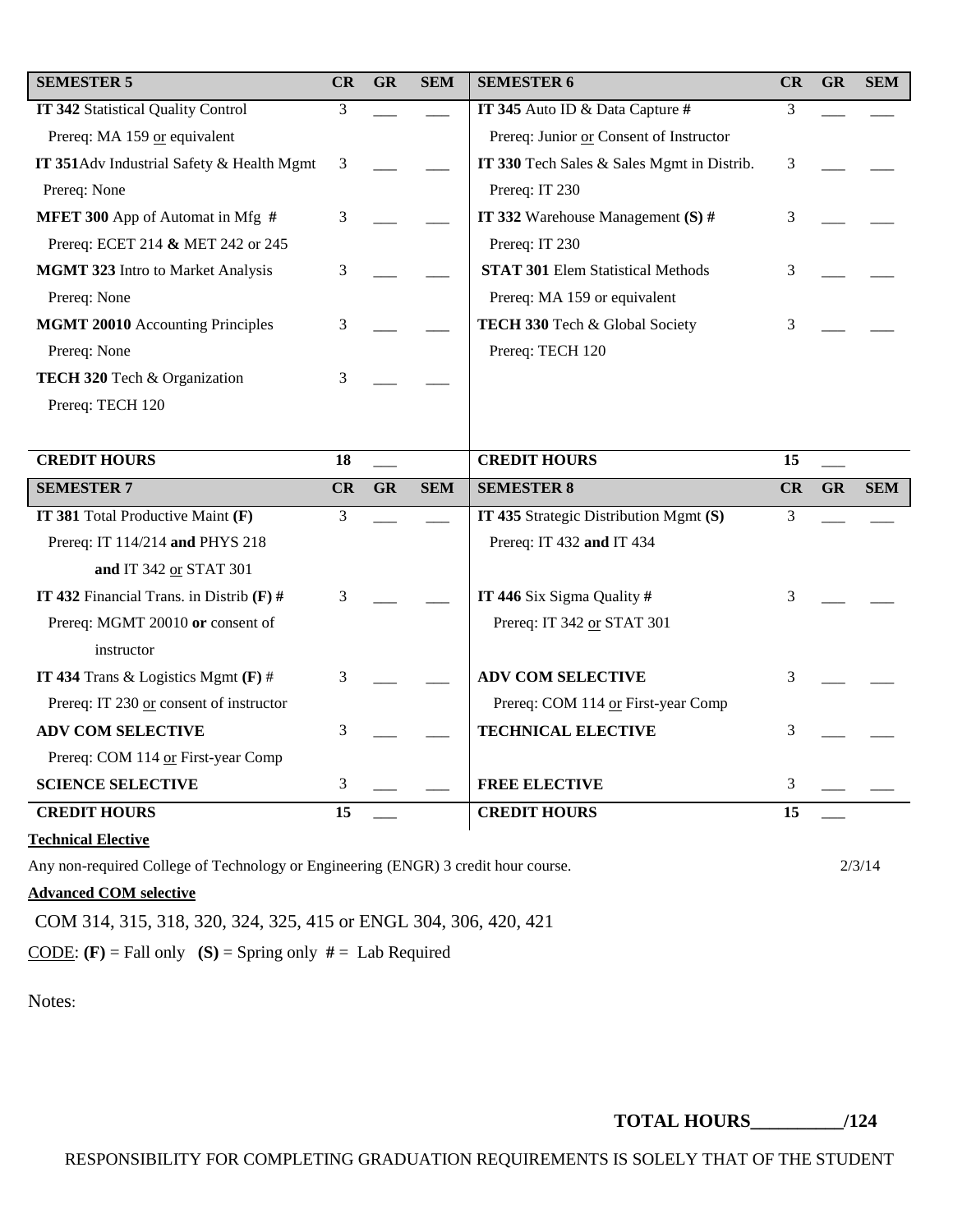| SEMESTER 5 | CR | GR | SEM | SEMESTER 6 | CR | GR | SEM |
|---|---|---|---|---|---|---|---|
| **IT 342** Statistical Quality Control | 3 | ___ | ___ | **IT 345** Auto ID & Data Capture **#** | 3 | ___ | ___ |
| Prereq: MA 159 or equivalent | | | | Prereq: Junior or Consent of Instructor | | | |
| **IT 351** Adv Industrial Safety & Health Mgmt | 3 | ___ | ___ | **IT 330** Tech Sales & Sales Mgmt in Distrib. | 3 | ___ | ___ |
| Prereq: None | | | | Prereq: IT 230 | | | |
| **MFET 300** App of Automat in Mfg **#** | 3 | ___ | ___ | **IT 332** Warehouse Management **(S) #** | 3 | ___ | ___ |
| Prereq: ECET 214 **&** MET 242 or 245 | | | | Prereq: IT 230 | | | |
| **MGMT 323** Intro to Market Analysis | 3 | ___ | ___ | **STAT 301** Elem Statistical Methods | 3 | ___ | ___ |
| Prereq: None | | | | Prereq: MA 159 or equivalent | | | |
| **MGMT 20010** Accounting Principles | 3 | ___ | ___ | **TECH 330** Tech & Global Society | 3 | ___ | ___ |
| Prereq: None | | | | Prereq: TECH 120 | | | |
| **TECH 320** Tech & Organization | 3 | ___ | ___ | | | | |
| Prereq: TECH 120 | | | | | | | |
| **CREDIT HOURS** | **18** | ___ | | **CREDIT HOURS** | **15** | ___ | |

| SEMESTER 7 | CR | GR | SEM | SEMESTER 8 | CR | GR | SEM |
|---|---|---|---|---|---|---|---|
| **IT 381** Total Productive Maint **(F)** | 3 | ___ | ___ | **IT 435** Strategic Distribution Mgmt **(S)** | 3 | ___ | ___ |
| Prereq: IT 114/214 **and** PHYS 218 **and** IT 342 or STAT 301 | | | | Prereq: IT 432 **and** IT 434 | | | |
| **IT 432** Financial Trans. in Distrib **(F) #** | 3 | ___ | ___ | **IT 446** Six Sigma Quality **#** | 3 | ___ | ___ |
| Prereq: MGMT 20010 **or** consent of instructor | | | | Prereq: IT 342 or STAT 301 | | | |
| **IT 434** Trans & Logistics Mgmt **(F)** # | 3 | ___ | ___ | **ADV COM SELECTIVE** | 3 | ___ | ___ |
| Prereq: IT 230 or consent of instructor | | | | Prereq: COM 114 or First-year Comp | | | |
| **ADV COM SELECTIVE** | 3 | ___ | ___ | **TECHNICAL ELECTIVE** | 3 | ___ | ___ |
| Prereq: COM 114 or First-year Comp | | | | | | | |
| **SCIENCE SELECTIVE** | 3 | ___ | ___ | **FREE ELECTIVE** | 3 | ___ | ___ |
| **CREDIT HOURS** | **15** | ___ | | **CREDIT HOURS** | **15** | ___ | |

**Technical Elective**

Any non-required College of Technology or Engineering (ENGR) 3 credit hour course. 2/3/14

**Advanced COM selective**

COM 314, 315, 318, 320, 324, 325, 415 or ENGL 304, 306, 420, 421

CODE: **(F)** = Fall only **(S)** = Spring only **#** = Lab Required

Notes:

**TOTAL HOURS__________/124**

RESPONSIBILITY FOR COMPLETING GRADUATION REQUIREMENTS IS SOLELY THAT OF THE STUDENT